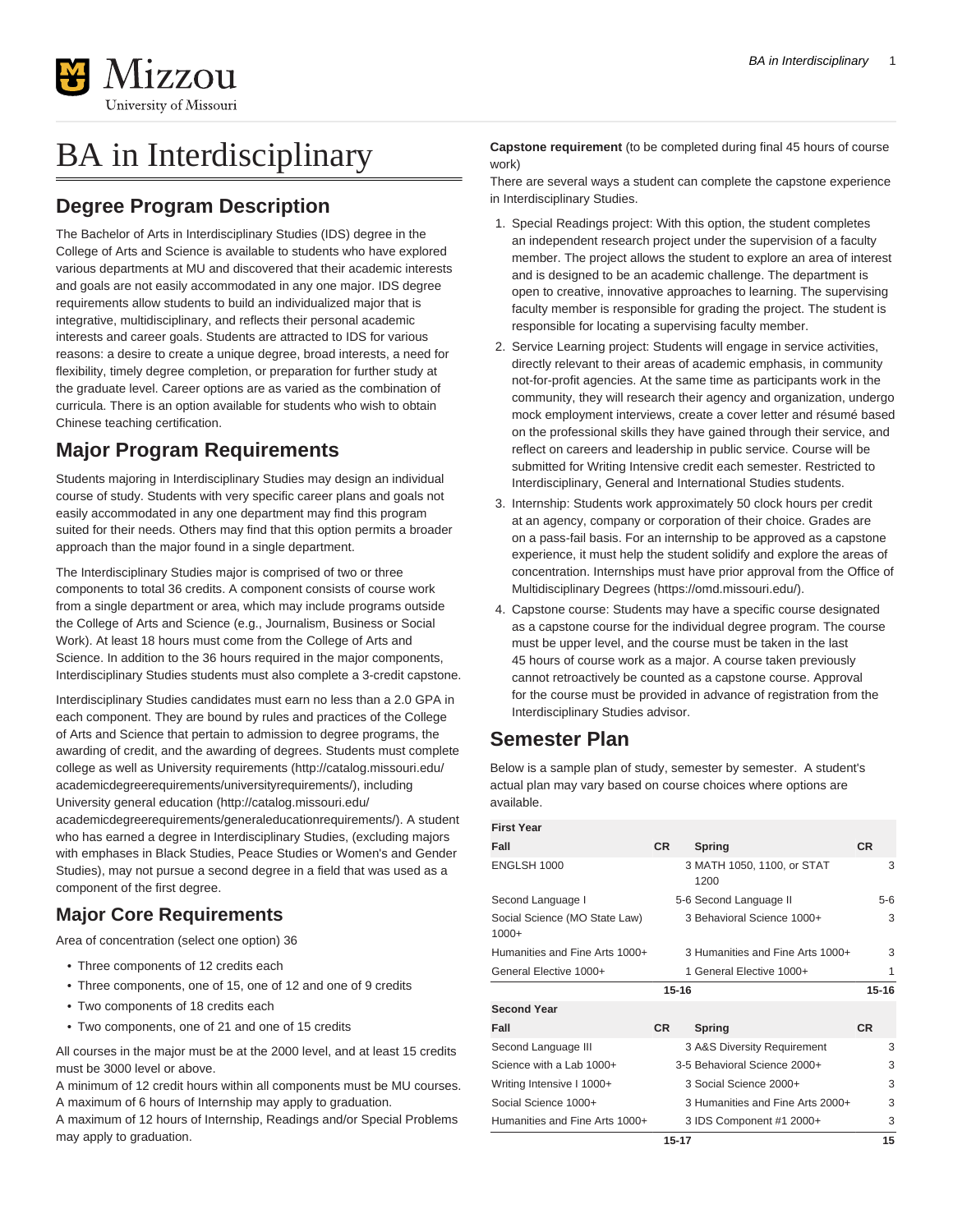# BA in Interdisciplinary

## Degree Program Description

The Bachelor of Arts in Interdisciplinary Studies (IDS) degree in the College of Arts and Science is available to students who have explored various departments at MU and discovered that their academic interests and goals are not easily accommodated in any one major. IDS degree requirements allow students to build an individualized major that is integrative, multidisciplinary, and reflects their personal academic interests and career goals. Students are attracted to IDS for various reasons: a desire to create a unique degree, broad interests, a need for flexibility, timely degree completion, or preparation for further study at the graduate level. Career options are as varied as the combination of curricula. There is an option available for students who wish to obtain Chinese teaching certification.

## Major Program Requirements

Students majoring in Interdisciplinary Studies may design an individual course of study. Students with very specific career plans and goals not easily accommodated in any one department may find this program suited for their needs. Others may find that this option permits a broader approach than the major found in a single department.

The Interdisciplinary Studies major is comprised of two or three components to total 36 credits. A component consists of course work from a single department or area, which may include programs outside the College of Arts and Science (e.g., Journalism, Business or Social Work). At least 18 hours must come from the College of Arts and Science. In addition to the 36 hours required in the major components, Interdisciplinary Studies students must also complete a 3-credit capstone.

Interdisciplinary Studies candidates must earn no less than a 2.0 GPA in each component. They are bound by rules and practices of the College of Arts and Science that pertain to admission to degree programs, the awarding of credit, and the awarding of degrees. Students must complete college as well as University requirements (http://catalog.missouri.edu/academicdegreerequirements/universityrequirements/), including University general education (http://catalog.missouri.edu/academicdegreerequirements/generaleducationrequirements/). A student who has earned a degree in Interdisciplinary Studies, (excluding majors with emphases in Black Studies, Peace Studies or Women's and Gender Studies), may not pursue a second degree in a field that was used as a component of the first degree.

## Major Core Requirements

Area of concentration (select one option) 36

- Three components of 12 credits each
- Three components, one of 15, one of 12 and one of 9 credits
- Two components of 18 credits each
- Two components, one of 21 and one of 15 credits

All courses in the major must be at the 2000 level, and at least 15 credits must be 3000 level or above.
A minimum of 12 credit hours within all components must be MU courses.
A maximum of 6 hours of Internship may apply to graduation.
A maximum of 12 hours of Internship, Readings and/or Special Problems may apply to graduation.

**Capstone requirement** (to be completed during final 45 hours of course work)
There are several ways a student can complete the capstone experience in Interdisciplinary Studies.

1. Special Readings project: With this option, the student completes an independent research project under the supervision of a faculty member. The project allows the student to explore an area of interest and is designed to be an academic challenge. The department is open to creative, innovative approaches to learning. The supervising faculty member is responsible for grading the project. The student is responsible for locating a supervising faculty member.
2. Service Learning project: Students will engage in service activities, directly relevant to their areas of academic emphasis, in community not-for-profit agencies. At the same time as participants work in the community, they will research their agency and organization, undergo mock employment interviews, create a cover letter and résumé based on the professional skills they have gained through their service, and reflect on careers and leadership in public service. Course will be submitted for Writing Intensive credit each semester. Restricted to Interdisciplinary, General and International Studies students.
3. Internship: Students work approximately 50 clock hours per credit at an agency, company or corporation of their choice. Grades are on a pass-fail basis. For an internship to be approved as a capstone experience, it must help the student solidify and explore the areas of concentration. Internships must have prior approval from the Office of Multidisciplinary Degrees (https://omd.missouri.edu/).
4. Capstone course: Students may have a specific course designated as a capstone course for the individual degree program. The course must be upper level, and the course must be taken in the last 45 hours of course work as a major. A course taken previously cannot retroactively be counted as a capstone course. Approval for the course must be provided in advance of registration from the Interdisciplinary Studies advisor.

## Semester Plan

Below is a sample plan of study, semester by semester. A student's actual plan may vary based on course choices where options are available.

| First Year | | | |
|---|---|---|---|
| **Fall** | **CR** | **Spring** | **CR** |
| ENGLSH 1000 | 3 | MATH 1050, 1100, or STAT 1200 | 3 |
| Second Language I | 5-6 | Second Language II | 5-6 |
| Social Science (MO State Law) 1000+ | 3 | Behavioral Science 1000+ | 3 |
| Humanities and Fine Arts 1000+ | 3 | Humanities and Fine Arts 1000+ | 3 |
| General Elective 1000+ | 1 | General Elective 1000+ | 1 |
| | 15-16 | | 15-16 |
| **Second Year** | | | |
| **Fall** | **CR** | **Spring** | **CR** |
| Second Language III | 3 | A&S Diversity Requirement | 3 |
| Science with a Lab 1000+ | 3-5 | Behavioral Science 2000+ | 3 |
| Writing Intensive I 1000+ | 3 | Social Science 2000+ | 3 |
| Social Science 1000+ | 3 | Humanities and Fine Arts 2000+ | 3 |
| Humanities and Fine Arts 1000+ | 3 | IDS Component #1 2000+ | 3 |
| | 15-17 | | 15 |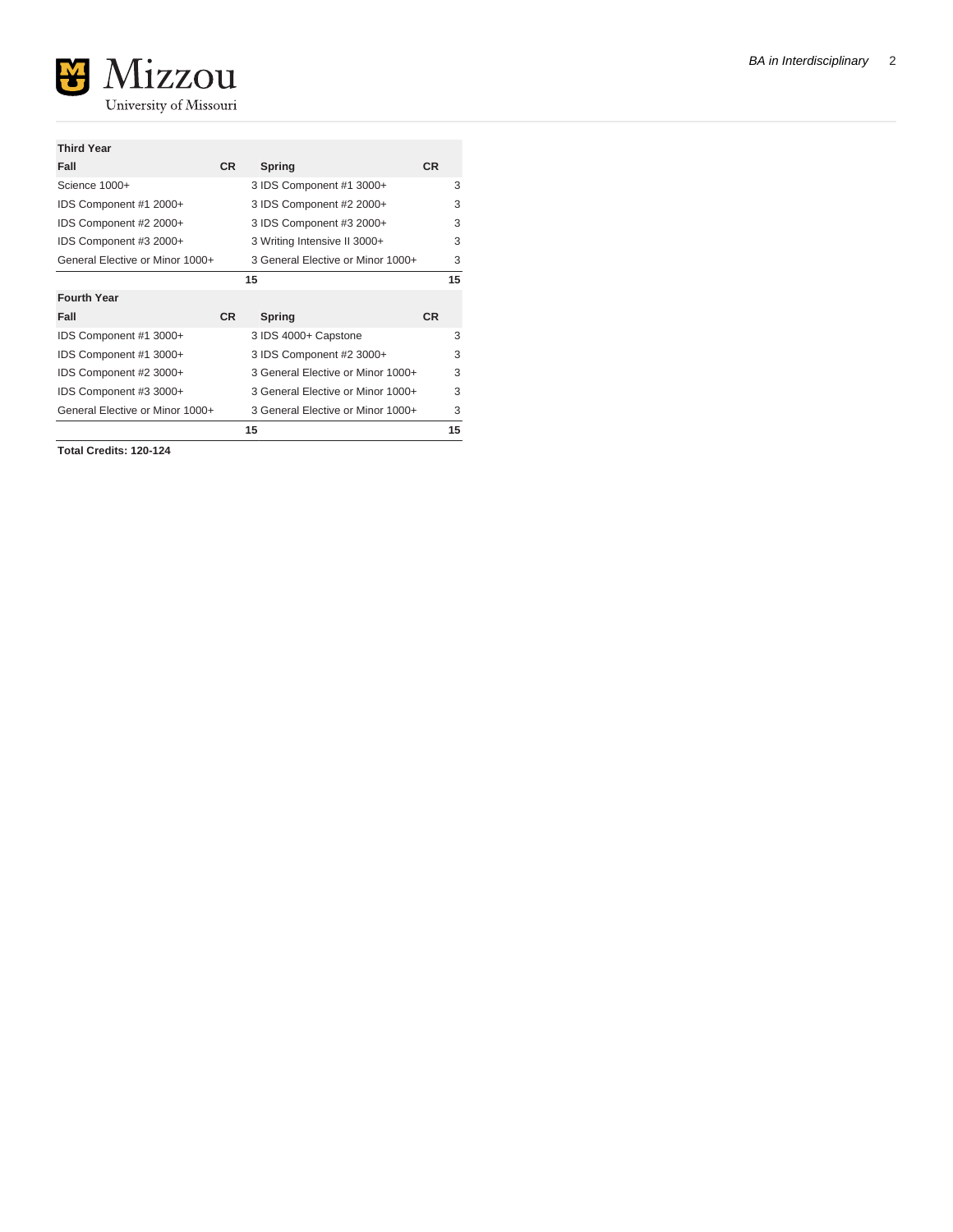| Third Year | | | |
|---|---|---|---|
| **Fall** | **CR** | **Spring** | **CR** |
| Science 1000+ | 3 | IDS Component #1 3000+ | 3 |
| IDS Component #1 2000+ | 3 | IDS Component #2 2000+ | 3 |
| IDS Component #2 2000+ | 3 | IDS Component #3 2000+ | 3 |
| IDS Component #3 2000+ | 3 | Writing Intensive II 3000+ | 3 |
| General Elective or Minor 1000+ | 3 | General Elective or Minor 1000+ | 3 |
| | **15** | | **15** |

| Fourth Year | | | |
|---|---|---|---|
| **Fall** | **CR** | **Spring** | **CR** |
| IDS Component #1 3000+ | 3 | IDS 4000+ Capstone | 3 |
| IDS Component #1 3000+ | 3 | IDS Component #2 3000+ | 3 |
| IDS Component #2 3000+ | 3 | General Elective or Minor 1000+ | 3 |
| IDS Component #3 3000+ | 3 | General Elective or Minor 1000+ | 3 |
| General Elective or Minor 1000+ | 3 | General Elective or Minor 1000+ | 3 |
| | **15** | | **15** |

**Total Credits: 120-124**